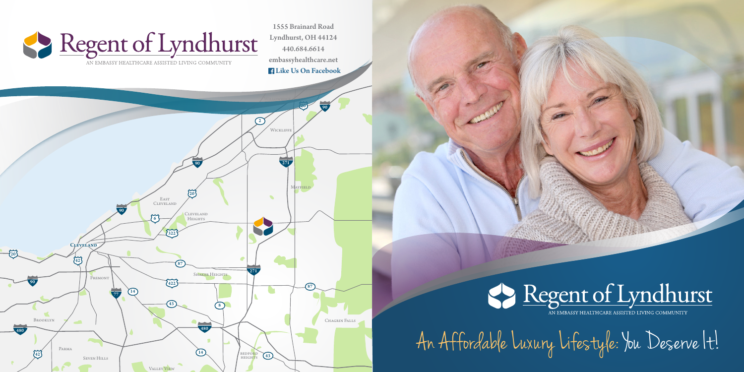# Regent of Lyndhurst

AN EMBASSY HEALTHCARE ASSISTED LIVING COMMUNITY

**1555 Brainard Road**
**Lyndhurst, OH 44124**
**440.684.6614**
**embassyhealthcare.net**
**Like Us On Facebook**

# Regent of Lyndhurst

AN EMBASSY HEALTHCARE ASSISTED LIVING COMMUNITY

An Affordable Luxury Lifestyle: You Deserve It!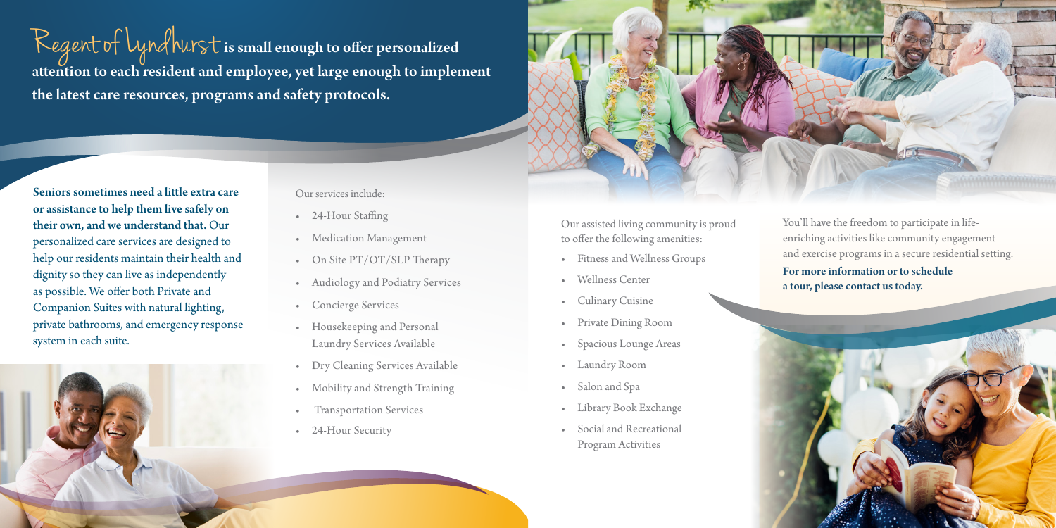**Regent of Lyndhurst is small enough to offer personalized attention to each resident and employee, yet large enough to implement the latest care resources, programs and safety protocols.**

**Seniors sometimes need a little extra care or assistance to help them live safely on their own, and we understand that.** Our personalized care services are designed to help our residents maintain their health and dignity so they can live as independently as possible. We offer both Private and Companion Suites with natural lighting, private bathrooms, and emergency response system in each suite.

Our services include:

- 24-Hour Staffing
- Medication Management
- On Site PT/OT/SLP Therapy
- Audiology and Podiatry Services
- Concierge Services
- Housekeeping and Personal Laundry Services Available
- Dry Cleaning Services Available
- Mobility and Strength Training
- Transportation Services
- 24-Hour Security

Our assisted living community is proud to offer the following amenities:

- Fitness and Wellness Groups
- Wellness Center
- Culinary Cuisine
- Private Dining Room
- Spacious Lounge Areas
- Laundry Room
- Salon and Spa
- Library Book Exchange
- Social and Recreational Program Activities

You'll have the freedom to participate in life-enriching activities like community engagement and exercise programs in a secure residential setting.

**For more information or to schedule a tour, please contact us today.**